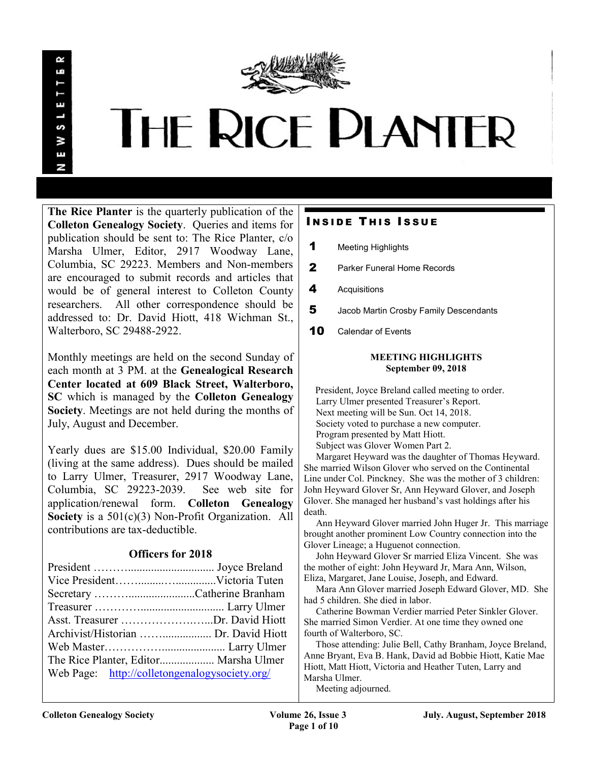# THE RICE PLANTER

NEWSLETTER

**The Rice Planter** is the quarterly publication of the **Colleton Genealogy Society**. Queries and items for publication should be sent to: The Rice Planter, c/o Marsha Ulmer, Editor, 2917 Woodway Lane, Columbia, SC 29223. Members and Non-members are encouraged to submit records and articles that would be of general interest to Colleton County researchers. All other correspondence should be addressed to: Dr. David Hiott, 418 Wichman St., Walterboro, SC 29488-2922.

Monthly meetings are held on the second Sunday of each month at 3 PM. at the **Genealogical Research Center located at 609 Black Street, Walterboro, SC** which is managed by the **Colleton Genealogy Society**. Meetings are not held during the months of July, August and December.

Yearly dues are $15.00 Individual, $20.00 Family (living at the same address). Dues should be mailed to Larry Ulmer, Treasurer, 2917 Woodway Lane, Columbia, SC 29223-2039. See web site for application/renewal form. **Colleton Genealogy Society** is a 501(c)(3) Non-Profit Organization. All contributions are tax-deductible.

## Officers for 2018

President ……….............................. Joyce Breland
Vice President……........…..............Victoria Tuten
Secretary ……….......................Catherine Branham
Treasurer …………............................. Larry Ulmer
Asst. Treasurer …………………..…...Dr. David Hiott
Archivist/Historian ……................. Dr. David Hiott
Web Master………………..................... Larry Ulmer
The Rice Planter, Editor................... Marsha Ulmer
Web Page: [http://colletongenalogysociety.org/](http://colletongenalogysociety.org/)

## INSIDE THIS ISSUE

**1** Meeting Highlights
**2** Parker Funeral Home Records
**4** Acquisitions
**5** Jacob Martin Crosby Family Descendants
**10** Calendar of Events

### MEETING HIGHLIGHTS
**September 09, 2018**

President, Joyce Breland called meeting to order.
Larry Ulmer presented Treasurer's Report.
Next meeting will be Sun. Oct 14, 2018.
Society voted to purchase a new computer.
Program presented by Matt Hiott.
Subject was Glover Women Part 2.

Margaret Heyward was the daughter of Thomas Heyward. She married Wilson Glover who served on the Continental Line under Col. Pinckney. She was the mother of 3 children: John Heyward Glover Sr, Ann Heyward Glover, and Joseph Glover. She managed her husband's vast holdings after his death.

Ann Heyward Glover married John Huger Jr. This marriage brought another prominent Low Country connection into the Glover Lineage; a Huguenot connection.

John Heyward Glover Sr married Eliza Vincent. She was the mother of eight: John Heyward Jr, Mara Ann, Wilson, Eliza, Margaret, Jane Louise, Joseph, and Edward.

Mara Ann Glover married Joseph Edward Glover, MD. She had 5 children. She died in labor.

Catherine Bowman Verdier married Peter Sinkler Glover. She married Simon Verdier. At one time they owned one fourth of Walterboro, SC.

Those attending: Julie Bell, Cathy Branham, Joyce Breland, Anne Bryant, Eva B. Hank, David ad Bobbie Hiott, Katie Mae Hiott, Matt Hiott, Victoria and Heather Tuten, Larry and Marsha Ulmer.

Meeting adjourned.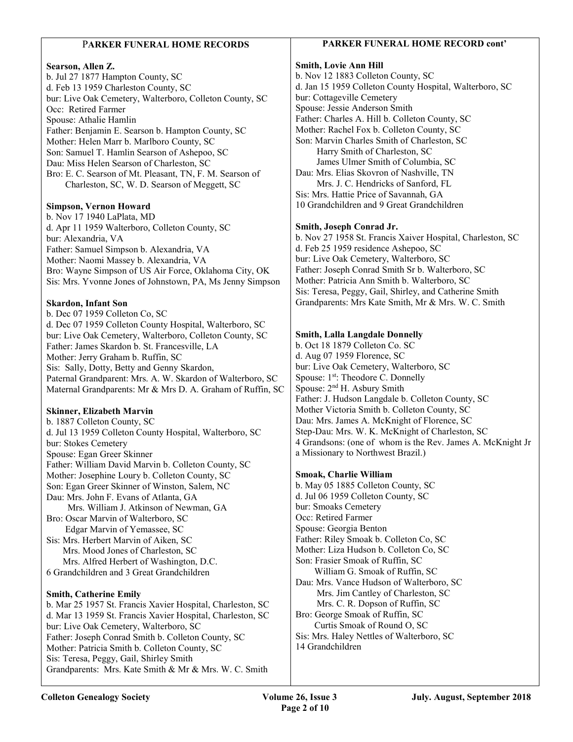## PARKER FUNERAL HOME RECORDS

**Searson, Allen Z.**
b. Jul 27 1877 Hampton County, SC
d. Feb 13 1959 Charleston County, SC
bur: Live Oak Cemetery, Walterboro, Colleton County, SC
Occ: Retired Farmer
Spouse: Athalie Hamlin
Father: Benjamin E. Searson b. Hampton County, SC
Mother: Helen Marr b. Marlboro County, SC
Son: Samuel T. Hamlin Searson of Ashepoo, SC
Dau: Miss Helen Searson of Charleston, SC
Bro: E. C. Searson of Mt. Pleasant, TN, F. M. Searson of Charleston, SC, W. D. Searson of Meggett, SC

**Simpson, Vernon Howard**
b. Nov 17 1940 LaPlata, MD
d. Apr 11 1959 Walterboro, Colleton County, SC
bur: Alexandria, VA
Father: Samuel Simpson b. Alexandria, VA
Mother: Naomi Massey b. Alexandria, VA
Bro: Wayne Simpson of US Air Force, Oklahoma City, OK
Sis: Mrs. Yvonne Jones of Johnstown, PA, Ms Jenny Simpson

**Skardon, Infant Son**
b. Dec 07 1959 Colleton Co, SC
d. Dec 07 1959 Colleton County Hospital, Walterboro, SC
bur: Live Oak Cemetery, Walterboro, Colleton County, SC
Father: James Skardon b. St. Francesville, LA
Mother: Jerry Graham b. Ruffin, SC
Sis: Sally, Dotty, Betty and Genny Skardon,
Paternal Grandparent: Mrs. A. W. Skardon of Walterboro, SC
Maternal Grandparents: Mr & Mrs D. A. Graham of Ruffin, SC

**Skinner, Elizabeth Marvin**
b. 1887 Colleton County, SC
d. Jul 13 1959 Colleton County Hospital, Walterboro, SC
bur: Stokes Cemetery
Spouse: Egan Greer Skinner
Father: William David Marvin b. Colleton County, SC
Mother: Josephine Loury b. Colleton County, SC
Son: Egan Greer Skinner of Winston, Salem, NC
Dau: Mrs. John F. Evans of Atlanta, GA
Mrs. William J. Atkinson of Newman, GA
Bro: Oscar Marvin of Walterboro, SC
Edgar Marvin of Yemassee, SC
Sis: Mrs. Herbert Marvin of Aiken, SC
Mrs. Mood Jones of Charleston, SC
Mrs. Alfred Herbert of Washington, D.C.
6 Grandchildren and 3 Great Grandchildren

**Smith, Catherine Emily**
b. Mar 25 1957 St. Francis Xavier Hospital, Charleston, SC
d. Mar 13 1959 St. Francis Xavier Hospital, Charleston, SC
bur: Live Oak Cemetery, Walterboro, SC
Father: Joseph Conrad Smith b. Colleton County, SC
Mother: Patricia Smith b. Colleton County, SC
Sis: Teresa, Peggy, Gail, Shirley Smith
Grandparents: Mrs. Kate Smith & Mr & Mrs. W. C. Smith

## PARKER FUNERAL HOME RECORD cont'

**Smith, Lovie Ann Hill**
b. Nov 12 1883 Colleton County, SC
d. Jan 15 1959 Colleton County Hospital, Walterboro, SC
bur: Cottageville Cemetery
Spouse: Jessie Anderson Smith
Father: Charles A. Hill b. Colleton County, SC
Mother: Rachel Fox b. Colleton County, SC
Son: Marvin Charles Smith of Charleston, SC
Harry Smith of Charleston, SC
James Ulmer Smith of Columbia, SC
Dau: Mrs. Elias Skovron of Nashville, TN
Mrs. J. C. Hendricks of Sanford, FL
Sis: Mrs. Hattie Price of Savannah, GA
10 Grandchildren and 9 Great Grandchildren

**Smith, Joseph Conrad Jr.**
b. Nov 27 1958 St. Francis Xaiver Hospital, Charleston, SC
d. Feb 25 1959 residence Ashepoo, SC
bur: Live Oak Cemetery, Walterboro, SC
Father: Joseph Conrad Smith Sr b. Walterboro, SC
Mother: Patricia Ann Smith b. Walterboro, SC
Sis: Teresa, Peggy, Gail, Shirley, and Catherine Smith
Grandparents: Mrs Kate Smith, Mr & Mrs. W. C. Smith

**Smith, Lalla Langdale Donnelly**
b. Oct 18 1879 Colleton Co. SC
d. Aug 07 1959 Florence, SC
bur: Live Oak Cemetery, Walterboro, SC
Spouse: 1st: Theodore C. Donnelly
Spouse: 2nd H. Asbury Smith
Father: J. Hudson Langdale b. Colleton County, SC
Mother Victoria Smith b. Colleton County, SC
Dau: Mrs. James A. McKnight of Florence, SC
Step-Dau: Mrs. W. K. McKnight of Charleston, SC
4 Grandsons: (one of whom is the Rev. James A. McKnight Jr a Missionary to Northwest Brazil.)

**Smoak, Charlie William**
b. May 05 1885 Colleton County, SC
d. Jul 06 1959 Colleton County, SC
bur: Smoaks Cemetery
Occ: Retired Farmer
Spouse: Georgia Benton
Father: Riley Smoak b. Colleton Co, SC
Mother: Liza Hudson b. Colleton Co, SC
Son: Frasier Smoak of Ruffin, SC
William G. Smoak of Ruffin, SC
Dau: Mrs. Vance Hudson of Walterboro, SC
Mrs. Jim Cantley of Charleston, SC
Mrs. C. R. Dopson of Ruffin, SC
Bro: George Smoak of Ruffin, SC
Curtis Smoak of Round O, SC
Sis: Mrs. Haley Nettles of Walterboro, SC
14 Grandchildren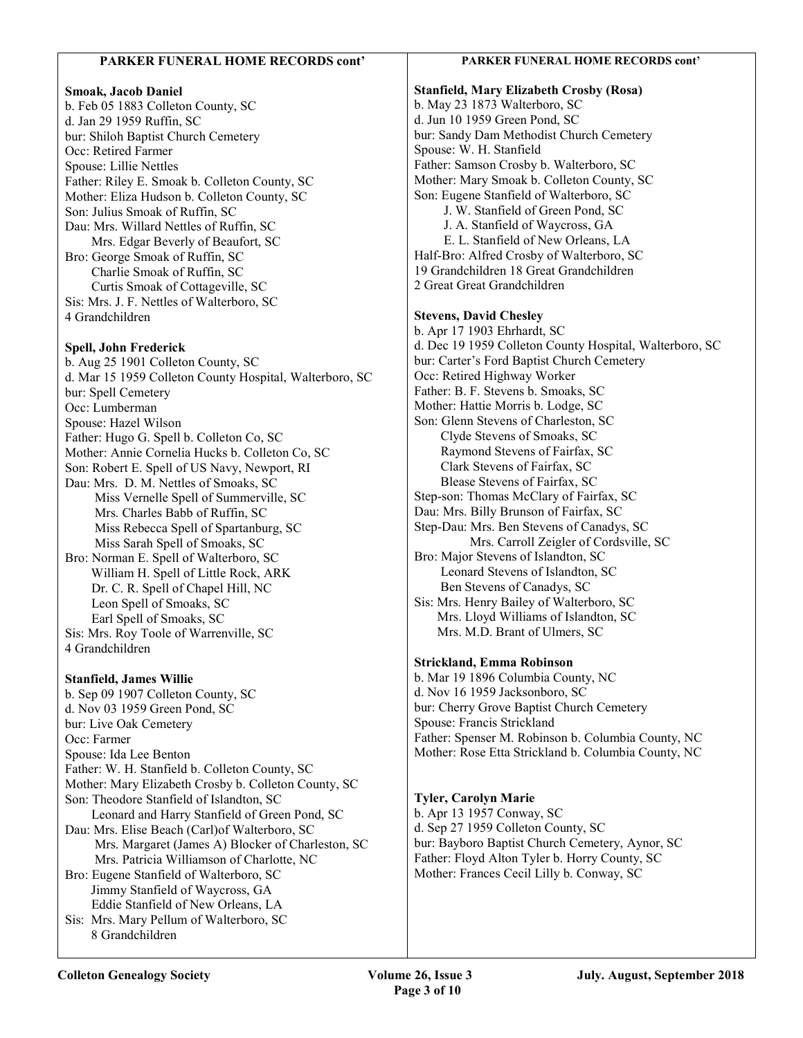## PARKER FUNERAL HOME RECORDS cont'

**Smoak, Jacob Daniel**
b. Feb 05 1883 Colleton County, SC
d. Jan 29 1959 Ruffin, SC
bur: Shiloh Baptist Church Cemetery
Occ: Retired Farmer
Spouse: Lillie Nettles
Father: Riley E. Smoak b. Colleton County, SC
Mother: Eliza Hudson b. Colleton County, SC
Son: Julius Smoak of Ruffin, SC
Dau: Mrs. Willard Nettles of Ruffin, SC
Mrs. Edgar Beverly of Beaufort, SC
Bro: George Smoak of Ruffin, SC
Charlie Smoak of Ruffin, SC
Curtis Smoak of Cottageville, SC
Sis: Mrs. J. F. Nettles of Walterboro, SC
4 Grandchildren

**Spell, John Frederick**
b. Aug 25 1901 Colleton County, SC
d. Mar 15 1959 Colleton County Hospital, Walterboro, SC
bur: Spell Cemetery
Occ: Lumberman
Spouse: Hazel Wilson
Father: Hugo G. Spell b. Colleton Co, SC
Mother: Annie Cornelia Hucks b. Colleton Co, SC
Son: Robert E. Spell of US Navy, Newport, RI
Dau: Mrs. D. M. Nettles of Smoaks, SC
Miss Vernelle Spell of Summerville, SC
Mrs. Charles Babb of Ruffin, SC
Miss Rebecca Spell of Spartanburg, SC
Miss Sarah Spell of Smoaks, SC
Bro: Norman E. Spell of Walterboro, SC
William H. Spell of Little Rock, ARK
Dr. C. R. Spell of Chapel Hill, NC
Leon Spell of Smoaks, SC
Earl Spell of Smoaks, SC
Sis: Mrs. Roy Toole of Warrenville, SC
4 Grandchildren

**Stanfield, James Willie**
b. Sep 09 1907 Colleton County, SC
d. Nov 03 1959 Green Pond, SC
bur: Live Oak Cemetery
Occ: Farmer
Spouse: Ida Lee Benton
Father: W. H. Stanfield b. Colleton County, SC
Mother: Mary Elizabeth Crosby b. Colleton County, SC
Son: Theodore Stanfield of Islandton, SC
Leonard and Harry Stanfield of Green Pond, SC
Dau: Mrs. Elise Beach (Carl)of Walterboro, SC
Mrs. Margaret (James A) Blocker of Charleston, SC
Mrs. Patricia Williamson of Charlotte, NC
Bro: Eugene Stanfield of Walterboro, SC
Jimmy Stanfield of Waycross, GA
Eddie Stanfield of New Orleans, LA
Sis: Mrs. Mary Pellum of Walterboro, SC
8 Grandchildren

**Stanfield, Mary Elizabeth Crosby (Rosa)**
b. May 23 1873 Walterboro, SC
d. Jun 10 1959 Green Pond, SC
bur: Sandy Dam Methodist Church Cemetery
Spouse: W. H. Stanfield
Father: Samson Crosby b. Walterboro, SC
Mother: Mary Smoak b. Colleton County, SC
Son: Eugene Stanfield of Walterboro, SC
J. W. Stanfield of Green Pond, SC
J. A. Stanfield of Waycross, GA
E. L. Stanfield of New Orleans, LA
Half-Bro: Alfred Crosby of Walterboro, SC
19 Grandchildren 18 Great Grandchildren
2 Great Great Grandchildren

**Stevens, David Chesley**
b. Apr 17 1903 Ehrhardt, SC
d. Dec 19 1959 Colleton County Hospital, Walterboro, SC
bur: Carter's Ford Baptist Church Cemetery
Occ: Retired Highway Worker
Father: B. F. Stevens b. Smoaks, SC
Mother: Hattie Morris b. Lodge, SC
Son: Glenn Stevens of Charleston, SC
Clyde Stevens of Smoaks, SC
Raymond Stevens of Fairfax, SC
Clark Stevens of Fairfax, SC
Blease Stevens of Fairfax, SC
Step-son: Thomas McClary of Fairfax, SC
Dau: Mrs. Billy Brunson of Fairfax, SC
Step-Dau: Mrs. Ben Stevens of Canadys, SC
Mrs. Carroll Zeigler of Cordsville, SC
Bro: Major Stevens of Islandton, SC
Leonard Stevens of Islandton, SC
Ben Stevens of Canadys, SC
Sis: Mrs. Henry Bailey of Walterboro, SC
Mrs. Lloyd Williams of Islandton, SC
Mrs. M.D. Brant of Ulmers, SC

**Strickland, Emma Robinson**
b. Mar 19 1896 Columbia County, NC
d. Nov 16 1959 Jacksonboro, SC
bur: Cherry Grove Baptist Church Cemetery
Spouse: Francis Strickland
Father: Spenser M. Robinson b. Columbia County, NC
Mother: Rose Etta Strickland b. Columbia County, NC

**Tyler, Carolyn Marie**
b. Apr 13 1957 Conway, SC
d. Sep 27 1959 Colleton County, SC
bur: Bayboro Baptist Church Cemetery, Aynor, SC
Father: Floyd Alton Tyler b. Horry County, SC
Mother: Frances Cecil Lilly b. Conway, SC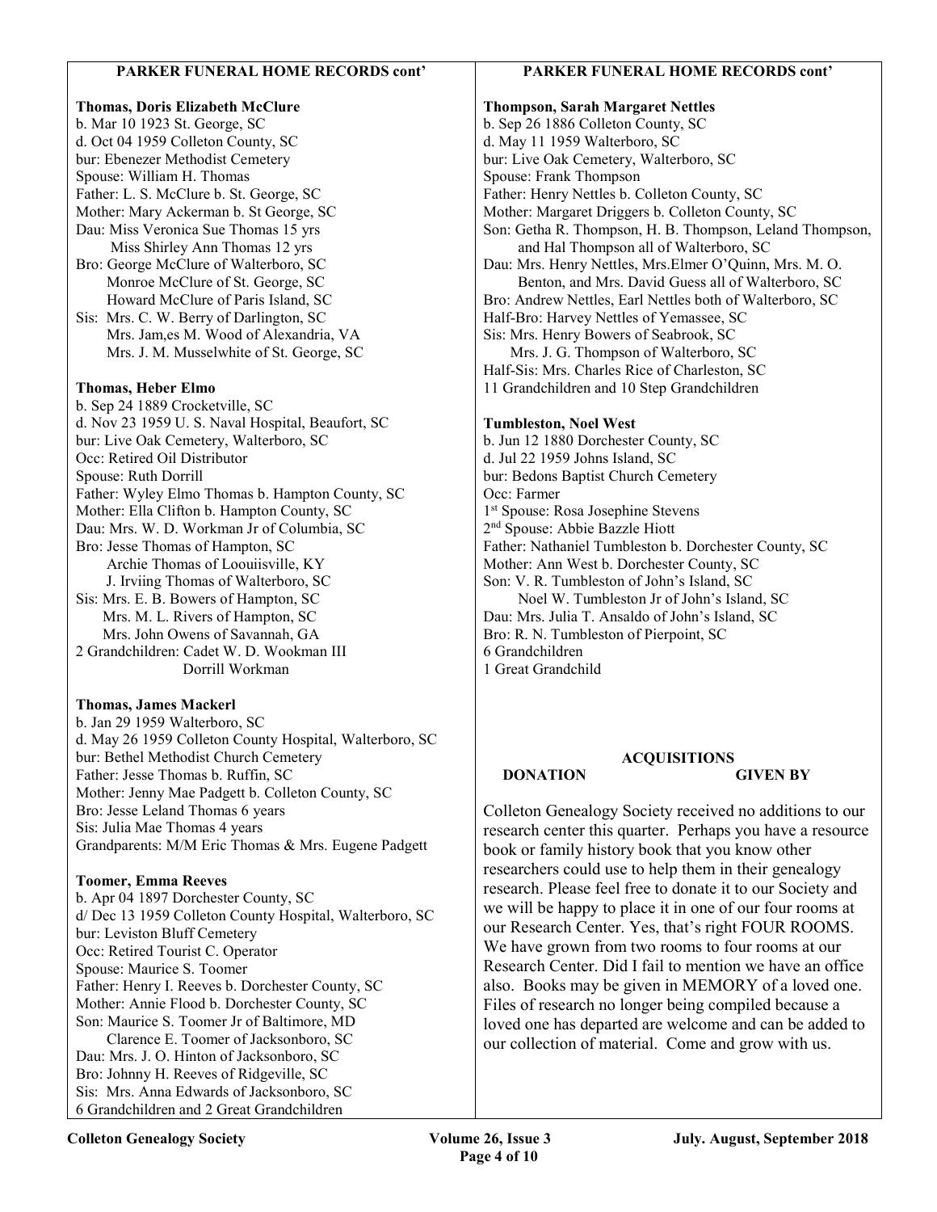## PARKER FUNERAL HOME RECORDS cont'

**Thomas, Doris Elizabeth McClure**
b. Mar 10 1923 St. George, SC
d. Oct 04 1959 Colleton County, SC
bur: Ebenezer Methodist Cemetery
Spouse: William H. Thomas
Father: L. S. McClure b. St. George, SC
Mother: Mary Ackerman b. St George, SC
Dau: Miss Veronica Sue Thomas 15 yrs
Miss Shirley Ann Thomas 12 yrs
Bro: George McClure of Walterboro, SC
Monroe McClure of St. George, SC
Howard McClure of Paris Island, SC
Sis: Mrs. C. W. Berry of Darlington, SC
Mrs. Jam,es M. Wood of Alexandria, VA
Mrs. J. M. Musselwhite of St. George, SC

**Thomas, Heber Elmo**
b. Sep 24 1889 Crocketville, SC
d. Nov 23 1959 U. S. Naval Hospital, Beaufort, SC
bur: Live Oak Cemetery, Walterboro, SC
Occ: Retired Oil Distributor
Spouse: Ruth Dorrill
Father: Wyley Elmo Thomas b. Hampton County, SC
Mother: Ella Clifton b. Hampton County, SC
Dau: Mrs. W. D. Workman Jr of Columbia, SC
Bro: Jesse Thomas of Hampton, SC
Archie Thomas of Loouiisville, KY
J. Irviing Thomas of Walterboro, SC
Sis: Mrs. E. B. Bowers of Hampton, SC
Mrs. M. L. Rivers of Hampton, SC
Mrs. John Owens of Savannah, GA
2 Grandchildren: Cadet W. D. Wookman III
Dorrill Workman

**Thomas, James Mackerl**
b. Jan 29 1959 Walterboro, SC
d. May 26 1959 Colleton County Hospital, Walterboro, SC
bur: Bethel Methodist Church Cemetery
Father: Jesse Thomas b. Ruffin, SC
Mother: Jenny Mae Padgett b. Colleton County, SC
Bro: Jesse Leland Thomas 6 years
Sis: Julia Mae Thomas 4 years
Grandparents: M/M Eric Thomas & Mrs. Eugene Padgett

**Toomer, Emma Reeves**
b. Apr 04 1897 Dorchester County, SC
d/ Dec 13 1959 Colleton County Hospital, Walterboro, SC
bur: Leviston Bluff Cemetery
Occ: Retired Tourist C. Operator
Spouse: Maurice S. Toomer
Father: Henry I. Reeves b. Dorchester County, SC
Mother: Annie Flood b. Dorchester County, SC
Son: Maurice S. Toomer Jr of Baltimore, MD
Clarence E. Toomer of Jacksonboro, SC
Dau: Mrs. J. O. Hinton of Jacksonboro, SC
Bro: Johnny H. Reeves of Ridgeville, SC
Sis: Mrs. Anna Edwards of Jacksonboro, SC
6 Grandchildren and 2 Great Grandchildren

**Thompson, Sarah Margaret Nettles**
b. Sep 26 1886 Colleton County, SC
d. May 11 1959 Walterboro, SC
bur: Live Oak Cemetery, Walterboro, SC
Spouse: Frank Thompson
Father: Henry Nettles b. Colleton County, SC
Mother: Margaret Driggers b. Colleton County, SC
Son: Getha R. Thompson, H. B. Thompson, Leland Thompson, and Hal Thompson all of Walterboro, SC
Dau: Mrs. Henry Nettles, Mrs.Elmer O'Quinn, Mrs. M. O. Benton, and Mrs. David Guess all of Walterboro, SC
Bro: Andrew Nettles, Earl Nettles both of Walterboro, SC
Half-Bro: Harvey Nettles of Yemassee, SC
Sis: Mrs. Henry Bowers of Seabrook, SC
Mrs. J. G. Thompson of Walterboro, SC
Half-Sis: Mrs. Charles Rice of Charleston, SC
11 Grandchildren and 10 Step Grandchildren

**Tumbleston, Noel West**
b. Jun 12 1880 Dorchester County, SC
d. Jul 22 1959 Johns Island, SC
bur: Bedons Baptist Church Cemetery
Occ: Farmer
1st Spouse: Rosa Josephine Stevens
2nd Spouse: Abbie Bazzle Hiott
Father: Nathaniel Tumbleston b. Dorchester County, SC
Mother: Ann West b. Dorchester County, SC
Son: V. R. Tumbleston of John's Island, SC
Noel W. Tumbleston Jr of John's Island, SC
Dau: Mrs. Julia T. Ansaldo of John's Island, SC
Bro: R. N. Tumbleston of Pierpoint, SC
6 Grandchildren
1 Great Grandchild

## ACQUISITIONS

**DONATION** **GIVEN BY**

Colleton Genealogy Society received no additions to our research center this quarter. Perhaps you have a resource book or family history book that you know other researchers could use to help them in their genealogy research. Please feel free to donate it to our Society and we will be happy to place it in one of our four rooms at our Research Center. Yes, that's right FOUR ROOMS. We have grown from two rooms to four rooms at our Research Center. Did I fail to mention we have an office also. Books may be given in MEMORY of a loved one. Files of research no longer being compiled because a loved one has departed are welcome and can be added to our collection of material. Come and grow with us.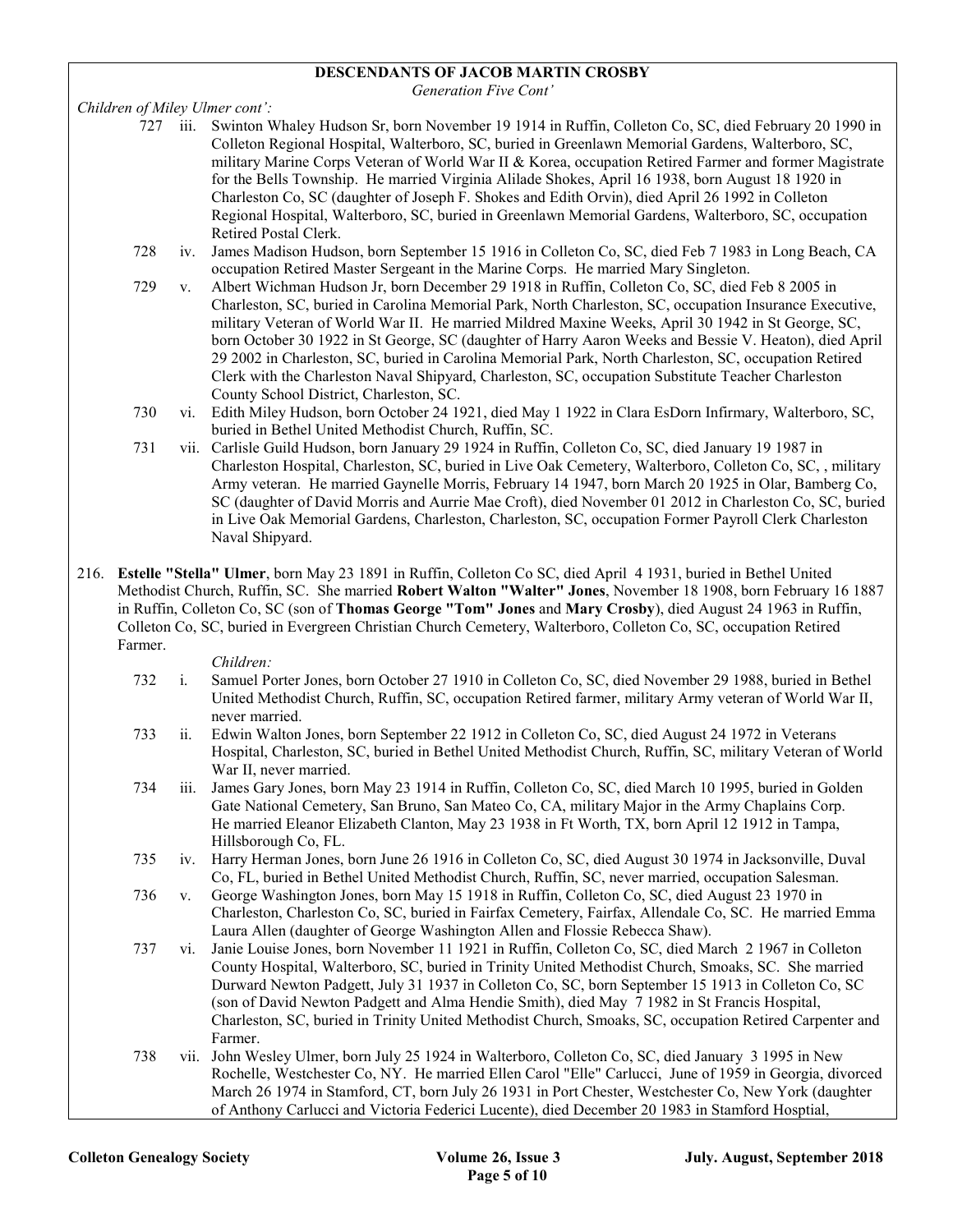**DESCENDANTS OF JACOB MARTIN CROSBY**

*Generation Five Cont'*

*Children of Miley Ulmer cont':*

727 iii. Swinton Whaley Hudson Sr, born November 19 1914 in Ruffin, Colleton Co, SC, died February 20 1990 in Colleton Regional Hospital, Walterboro, SC, buried in Greenlawn Memorial Gardens, Walterboro, SC, military Marine Corps Veteran of World War II & Korea, occupation Retired Farmer and former Magistrate for the Bells Township. He married Virginia Alilade Shokes, April 16 1938, born August 18 1920 in Charleston Co, SC (daughter of Joseph F. Shokes and Edith Orvin), died April 26 1992 in Colleton Regional Hospital, Walterboro, SC, buried in Greenlawn Memorial Gardens, Walterboro, SC, occupation Retired Postal Clerk.

728 iv. James Madison Hudson, born September 15 1916 in Colleton Co, SC, died Feb 7 1983 in Long Beach, CA occupation Retired Master Sergeant in the Marine Corps. He married Mary Singleton.

729 v. Albert Wichman Hudson Jr, born December 29 1918 in Ruffin, Colleton Co, SC, died Feb 8 2005 in Charleston, SC, buried in Carolina Memorial Park, North Charleston, SC, occupation Insurance Executive, military Veteran of World War II. He married Mildred Maxine Weeks, April 30 1942 in St George, SC, born October 30 1922 in St George, SC (daughter of Harry Aaron Weeks and Bessie V. Heaton), died April 29 2002 in Charleston, SC, buried in Carolina Memorial Park, North Charleston, SC, occupation Retired Clerk with the Charleston Naval Shipyard, Charleston, SC, occupation Substitute Teacher Charleston County School District, Charleston, SC.

730 vi. Edith Miley Hudson, born October 24 1921, died May 1 1922 in Clara EsDorn Infirmary, Walterboro, SC, buried in Bethel United Methodist Church, Ruffin, SC.

731 vii. Carlisle Guild Hudson, born January 29 1924 in Ruffin, Colleton Co, SC, died January 19 1987 in Charleston Hospital, Charleston, SC, buried in Live Oak Cemetery, Walterboro, Colleton Co, SC, , military Army veteran. He married Gaynelle Morris, February 14 1947, born March 20 1925 in Olar, Bamberg Co, SC (daughter of David Morris and Aurrie Mae Croft), died November 01 2012 in Charleston Co, SC, buried in Live Oak Memorial Gardens, Charleston, Charleston, SC, occupation Former Payroll Clerk Charleston Naval Shipyard.

216. **Estelle "Stella" Ulmer**, born May 23 1891 in Ruffin, Colleton Co SC, died April 4 1931, buried in Bethel United Methodist Church, Ruffin, SC. She married **Robert Walton "Walter" Jones**, November 18 1908, born February 16 1887 in Ruffin, Colleton Co, SC (son of **Thomas George "Tom" Jones** and **Mary Crosby**), died August 24 1963 in Ruffin, Colleton Co, SC, buried in Evergreen Christian Church Cemetery, Walterboro, Colleton Co, SC, occupation Retired Farmer.

*Children:*

732 i. Samuel Porter Jones, born October 27 1910 in Colleton Co, SC, died November 29 1988, buried in Bethel United Methodist Church, Ruffin, SC, occupation Retired farmer, military Army veteran of World War II, never married.

733 ii. Edwin Walton Jones, born September 22 1912 in Colleton Co, SC, died August 24 1972 in Veterans Hospital, Charleston, SC, buried in Bethel United Methodist Church, Ruffin, SC, military Veteran of World War II, never married.

734 iii. James Gary Jones, born May 23 1914 in Ruffin, Colleton Co, SC, died March 10 1995, buried in Golden Gate National Cemetery, San Bruno, San Mateo Co, CA, military Major in the Army Chaplains Corp. He married Eleanor Elizabeth Clanton, May 23 1938 in Ft Worth, TX, born April 12 1912 in Tampa, Hillsborough Co, FL.

735 iv. Harry Herman Jones, born June 26 1916 in Colleton Co, SC, died August 30 1974 in Jacksonville, Duval Co, FL, buried in Bethel United Methodist Church, Ruffin, SC, never married, occupation Salesman.

736 v. George Washington Jones, born May 15 1918 in Ruffin, Colleton Co, SC, died August 23 1970 in Charleston, Charleston Co, SC, buried in Fairfax Cemetery, Fairfax, Allendale Co, SC. He married Emma Laura Allen (daughter of George Washington Allen and Flossie Rebecca Shaw).

737 vi. Janie Louise Jones, born November 11 1921 in Ruffin, Colleton Co, SC, died March 2 1967 in Colleton County Hospital, Walterboro, SC, buried in Trinity United Methodist Church, Smoaks, SC. She married Durward Newton Padgett, July 31 1937 in Colleton Co, SC, born September 15 1913 in Colleton Co, SC (son of David Newton Padgett and Alma Hendie Smith), died May 7 1982 in St Francis Hospital, Charleston, SC, buried in Trinity United Methodist Church, Smoaks, SC, occupation Retired Carpenter and Farmer.

738 vii. John Wesley Ulmer, born July 25 1924 in Walterboro, Colleton Co, SC, died January 3 1995 in New Rochelle, Westchester Co, NY. He married Ellen Carol "Elle" Carlucci, June of 1959 in Georgia, divorced March 26 1974 in Stamford, CT, born July 26 1931 in Port Chester, Westchester Co, New York (daughter of Anthony Carlucci and Victoria Federici Lucente), died December 20 1983 in Stamford Hosptial,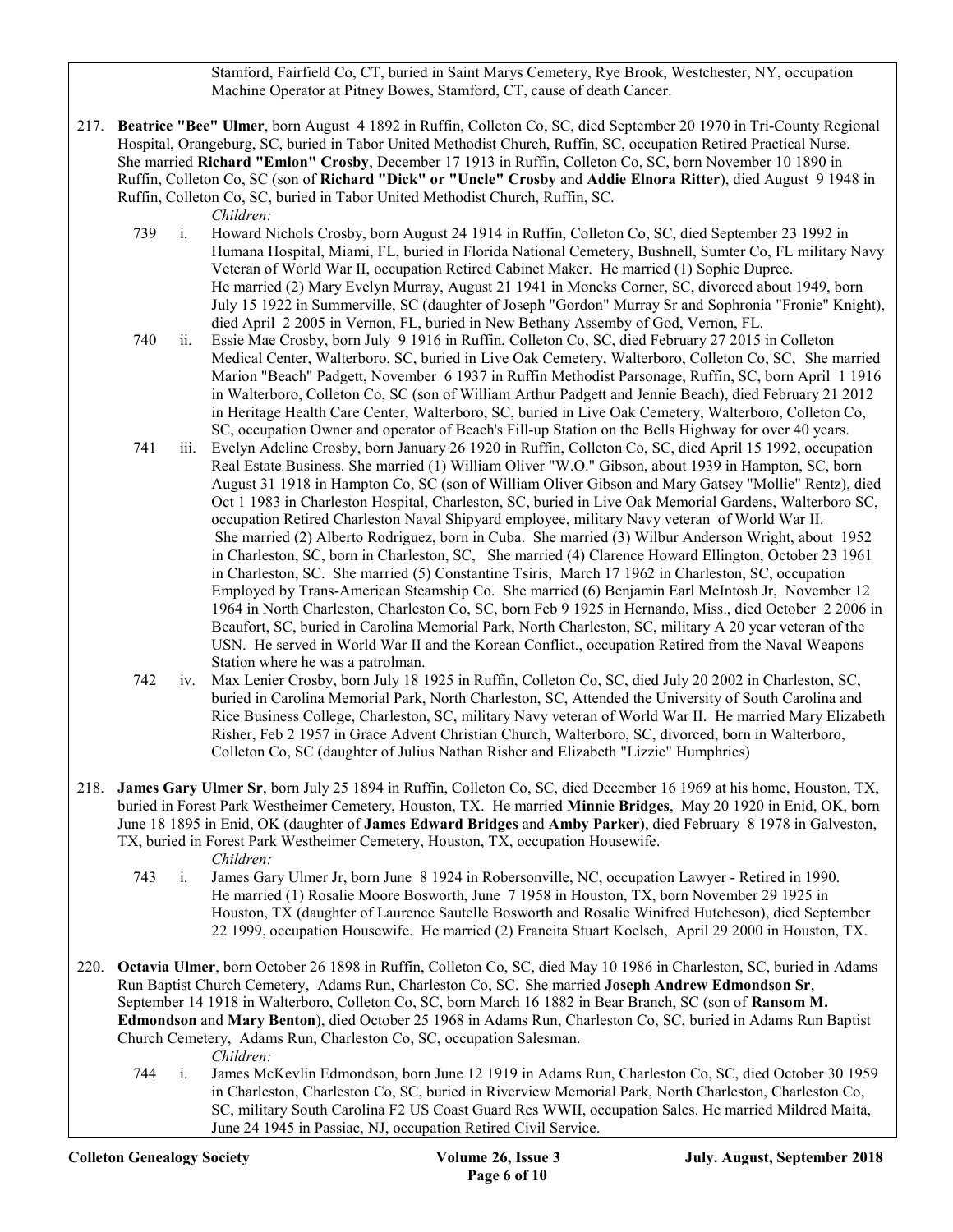Stamford, Fairfield Co, CT, buried in Saint Marys Cemetery, Rye Brook, Westchester, NY, occupation Machine Operator at Pitney Bowes, Stamford, CT, cause of death Cancer.

217. **Beatrice "Bee" Ulmer**, born August 4 1892 in Ruffin, Colleton Co, SC, died September 20 1970 in Tri-County Regional Hospital, Orangeburg, SC, buried in Tabor United Methodist Church, Ruffin, SC, occupation Retired Practical Nurse. She married **Richard "Emlon" Crosby**, December 17 1913 in Ruffin, Colleton Co, SC, born November 10 1890 in Ruffin, Colleton Co, SC (son of **Richard "Dick" or "Uncle" Crosby** and **Addie Elnora Ritter**), died August 9 1948 in Ruffin, Colleton Co, SC, buried in Tabor United Methodist Church, Ruffin, SC.

   *Children:*

   739 i. Howard Nichols Crosby, born August 24 1914 in Ruffin, Colleton Co, SC, died September 23 1992 in Humana Hospital, Miami, FL, buried in Florida National Cemetery, Bushnell, Sumter Co, FL military Navy Veteran of World War II, occupation Retired Cabinet Maker. He married (1) Sophie Dupree. He married (2) Mary Evelyn Murray, August 21 1941 in Moncks Corner, SC, divorced about 1949, born July 15 1922 in Summerville, SC (daughter of Joseph "Gordon" Murray Sr and Sophronia "Fronie" Knight), died April 2 2005 in Vernon, FL, buried in New Bethany Assemby of God, Vernon, FL.

   740 ii. Essie Mae Crosby, born July 9 1916 in Ruffin, Colleton Co, SC, died February 27 2015 in Colleton Medical Center, Walterboro, SC, buried in Live Oak Cemetery, Walterboro, Colleton Co, SC, She married Marion "Beach" Padgett, November 6 1937 in Ruffin Methodist Parsonage, Ruffin, SC, born April 1 1916 in Walterboro, Colleton Co, SC (son of William Arthur Padgett and Jennie Beach), died February 21 2012 in Heritage Health Care Center, Walterboro, SC, buried in Live Oak Cemetery, Walterboro, Colleton Co, SC, occupation Owner and operator of Beach's Fill-up Station on the Bells Highway for over 40 years.

   741 iii. Evelyn Adeline Crosby, born January 26 1920 in Ruffin, Colleton Co, SC, died April 15 1992, occupation Real Estate Business. She married (1) William Oliver "W.O." Gibson, about 1939 in Hampton, SC, born August 31 1918 in Hampton Co, SC (son of William Oliver Gibson and Mary Gatsey "Mollie" Rentz), died Oct 1 1983 in Charleston Hospital, Charleston, SC, buried in Live Oak Memorial Gardens, Walterboro SC, occupation Retired Charleston Naval Shipyard employee, military Navy veteran of World War II. She married (2) Alberto Rodriguez, born in Cuba. She married (3) Wilbur Anderson Wright, about 1952 in Charleston, SC, born in Charleston, SC, She married (4) Clarence Howard Ellington, October 23 1961 in Charleston, SC. She married (5) Constantine Tsiris, March 17 1962 in Charleston, SC, occupation Employed by Trans-American Steamship Co. She married (6) Benjamin Earl McIntosh Jr, November 12 1964 in North Charleston, Charleston Co, SC, born Feb 9 1925 in Hernando, Miss., died October 2 2006 in Beaufort, SC, buried in Carolina Memorial Park, North Charleston, SC, military A 20 year veteran of the USN. He served in World War II and the Korean Conflict., occupation Retired from the Naval Weapons Station where he was a patrolman.

   742 iv. Max Lenier Crosby, born July 18 1925 in Ruffin, Colleton Co, SC, died July 20 2002 in Charleston, SC, buried in Carolina Memorial Park, North Charleston, SC, Attended the University of South Carolina and Rice Business College, Charleston, SC, military Navy veteran of World War II. He married Mary Elizabeth Risher, Feb 2 1957 in Grace Advent Christian Church, Walterboro, SC, divorced, born in Walterboro, Colleton Co, SC (daughter of Julius Nathan Risher and Elizabeth "Lizzie" Humphries)

218. **James Gary Ulmer Sr**, born July 25 1894 in Ruffin, Colleton Co, SC, died December 16 1969 at his home, Houston, TX, buried in Forest Park Westheimer Cemetery, Houston, TX. He married **Minnie Bridges**, May 20 1920 in Enid, OK, born June 18 1895 in Enid, OK (daughter of **James Edward Bridges** and **Amby Parker**), died February 8 1978 in Galveston, TX, buried in Forest Park Westheimer Cemetery, Houston, TX, occupation Housewife.

   *Children:*

   743 i. James Gary Ulmer Jr, born June 8 1924 in Robersonville, NC, occupation Lawyer - Retired in 1990. He married (1) Rosalie Moore Bosworth, June 7 1958 in Houston, TX, born November 29 1925 in Houston, TX (daughter of Laurence Sautelle Bosworth and Rosalie Winifred Hutcheson), died September 22 1999, occupation Housewife. He married (2) Francita Stuart Koelsch, April 29 2000 in Houston, TX.

220. **Octavia Ulmer**, born October 26 1898 in Ruffin, Colleton Co, SC, died May 10 1986 in Charleston, SC, buried in Adams Run Baptist Church Cemetery, Adams Run, Charleston Co, SC. She married **Joseph Andrew Edmondson Sr**, September 14 1918 in Walterboro, Colleton Co, SC, born March 16 1882 in Bear Branch, SC (son of **Ransom M. Edmondson** and **Mary Benton**), died October 25 1968 in Adams Run, Charleston Co, SC, buried in Adams Run Baptist Church Cemetery, Adams Run, Charleston Co, SC, occupation Salesman.

   *Children:*

   744 i. James McKevlin Edmondson, born June 12 1919 in Adams Run, Charleston Co, SC, died October 30 1959 in Charleston, Charleston Co, SC, buried in Riverview Memorial Park, North Charleston, Charleston Co, SC, military South Carolina F2 US Coast Guard Res WWII, occupation Sales. He married Mildred Maita, June 24 1945 in Passiac, NJ, occupation Retired Civil Service.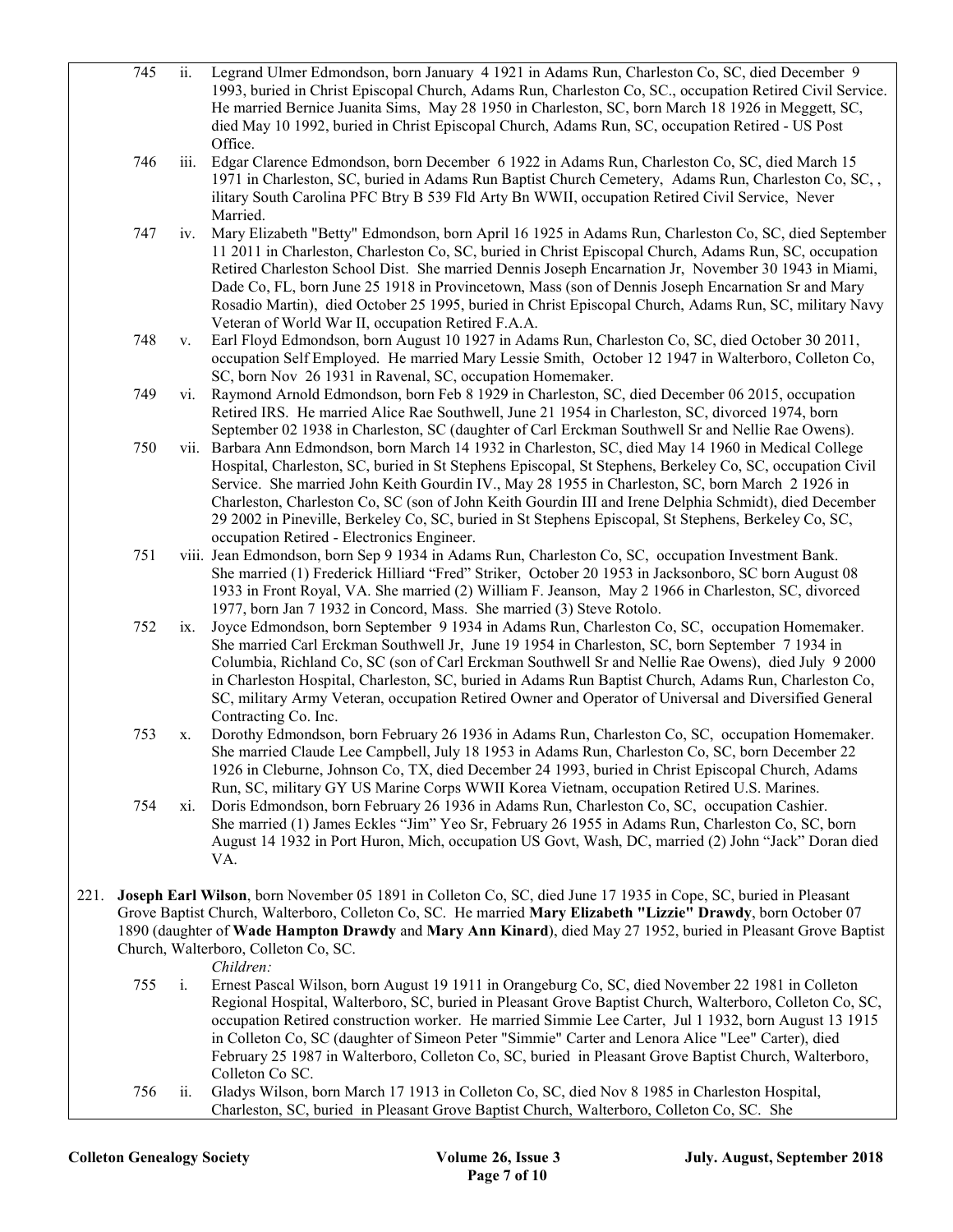745 ii. Legrand Ulmer Edmondson, born January 4 1921 in Adams Run, Charleston Co, SC, died December 9 1993, buried in Christ Episcopal Church, Adams Run, Charleston Co, SC., occupation Retired Civil Service. He married Bernice Juanita Sims, May 28 1950 in Charleston, SC, born March 18 1926 in Meggett, SC, died May 10 1992, buried in Christ Episcopal Church, Adams Run, SC, occupation Retired - US Post Office.

746 iii. Edgar Clarence Edmondson, born December 6 1922 in Adams Run, Charleston Co, SC, died March 15 1971 in Charleston, SC, buried in Adams Run Baptist Church Cemetery, Adams Run, Charleston Co, SC, , ilitary South Carolina PFC Btry B 539 Fld Arty Bn WWII, occupation Retired Civil Service, Never Married.

747 iv. Mary Elizabeth "Betty" Edmondson, born April 16 1925 in Adams Run, Charleston Co, SC, died September 11 2011 in Charleston, Charleston Co, SC, buried in Christ Episcopal Church, Adams Run, SC, occupation Retired Charleston School Dist. She married Dennis Joseph Encarnation Jr, November 30 1943 in Miami, Dade Co, FL, born June 25 1918 in Provincetown, Mass (son of Dennis Joseph Encarnation Sr and Mary Rosadio Martin), died October 25 1995, buried in Christ Episcopal Church, Adams Run, SC, military Navy Veteran of World War II, occupation Retired F.A.A.

748 v. Earl Floyd Edmondson, born August 10 1927 in Adams Run, Charleston Co, SC, died October 30 2011, occupation Self Employed. He married Mary Lessie Smith, October 12 1947 in Walterboro, Colleton Co, SC, born Nov 26 1931 in Ravenal, SC, occupation Homemaker.

749 vi. Raymond Arnold Edmondson, born Feb 8 1929 in Charleston, SC, died December 06 2015, occupation Retired IRS. He married Alice Rae Southwell, June 21 1954 in Charleston, SC, divorced 1974, born September 02 1938 in Charleston, SC (daughter of Carl Erckman Southwell Sr and Nellie Rae Owens).

750 vii. Barbara Ann Edmondson, born March 14 1932 in Charleston, SC, died May 14 1960 in Medical College Hospital, Charleston, SC, buried in St Stephens Episcopal, St Stephens, Berkeley Co, SC, occupation Civil Service. She married John Keith Gourdin IV., May 28 1955 in Charleston, SC, born March 2 1926 in Charleston, Charleston Co, SC (son of John Keith Gourdin III and Irene Delphia Schmidt), died December 29 2002 in Pineville, Berkeley Co, SC, buried in St Stephens Episcopal, St Stephens, Berkeley Co, SC, occupation Retired - Electronics Engineer.

751 viii. Jean Edmondson, born Sep 9 1934 in Adams Run, Charleston Co, SC, occupation Investment Bank. She married (1) Frederick Hilliard "Fred" Striker, October 20 1953 in Jacksonboro, SC born August 08 1933 in Front Royal, VA. She married (2) William F. Jeanson, May 2 1966 in Charleston, SC, divorced 1977, born Jan 7 1932 in Concord, Mass. She married (3) Steve Rotolo.

752 ix. Joyce Edmondson, born September 9 1934 in Adams Run, Charleston Co, SC, occupation Homemaker. She married Carl Erckman Southwell Jr, June 19 1954 in Charleston, SC, born September 7 1934 in Columbia, Richland Co, SC (son of Carl Erckman Southwell Sr and Nellie Rae Owens), died July 9 2000 in Charleston Hospital, Charleston, SC, buried in Adams Run Baptist Church, Adams Run, Charleston Co, SC, military Army Veteran, occupation Retired Owner and Operator of Universal and Diversified General Contracting Co. Inc.

753 x. Dorothy Edmondson, born February 26 1936 in Adams Run, Charleston Co, SC, occupation Homemaker. She married Claude Lee Campbell, July 18 1953 in Adams Run, Charleston Co, SC, born December 22 1926 in Cleburne, Johnson Co, TX, died December 24 1993, buried in Christ Episcopal Church, Adams Run, SC, military GY US Marine Corps WWII Korea Vietnam, occupation Retired U.S. Marines.

754 xi. Doris Edmondson, born February 26 1936 in Adams Run, Charleston Co, SC, occupation Cashier. She married (1) James Eckles "Jim" Yeo Sr, February 26 1955 in Adams Run, Charleston Co, SC, born August 14 1932 in Port Huron, Mich, occupation US Govt, Wash, DC, married (2) John "Jack" Doran died VA.

221. **Joseph Earl Wilson**, born November 05 1891 in Colleton Co, SC, died June 17 1935 in Cope, SC, buried in Pleasant Grove Baptist Church, Walterboro, Colleton Co, SC. He married **Mary Elizabeth "Lizzie" Drawdy**, born October 07 1890 (daughter of **Wade Hampton Drawdy** and **Mary Ann Kinard**), died May 27 1952, buried in Pleasant Grove Baptist Church, Walterboro, Colleton Co, SC.

*Children:*

755 i. Ernest Pascal Wilson, born August 19 1911 in Orangeburg Co, SC, died November 22 1981 in Colleton Regional Hospital, Walterboro, SC, buried in Pleasant Grove Baptist Church, Walterboro, Colleton Co, SC, occupation Retired construction worker. He married Simmie Lee Carter, Jul 1 1932, born August 13 1915 in Colleton Co, SC (daughter of Simeon Peter "Simmie" Carter and Lenora Alice "Lee" Carter), died February 25 1987 in Walterboro, Colleton Co, SC, buried in Pleasant Grove Baptist Church, Walterboro, Colleton Co SC.

756 ii. Gladys Wilson, born March 17 1913 in Colleton Co, SC, died Nov 8 1985 in Charleston Hospital, Charleston, SC, buried in Pleasant Grove Baptist Church, Walterboro, Colleton Co, SC. She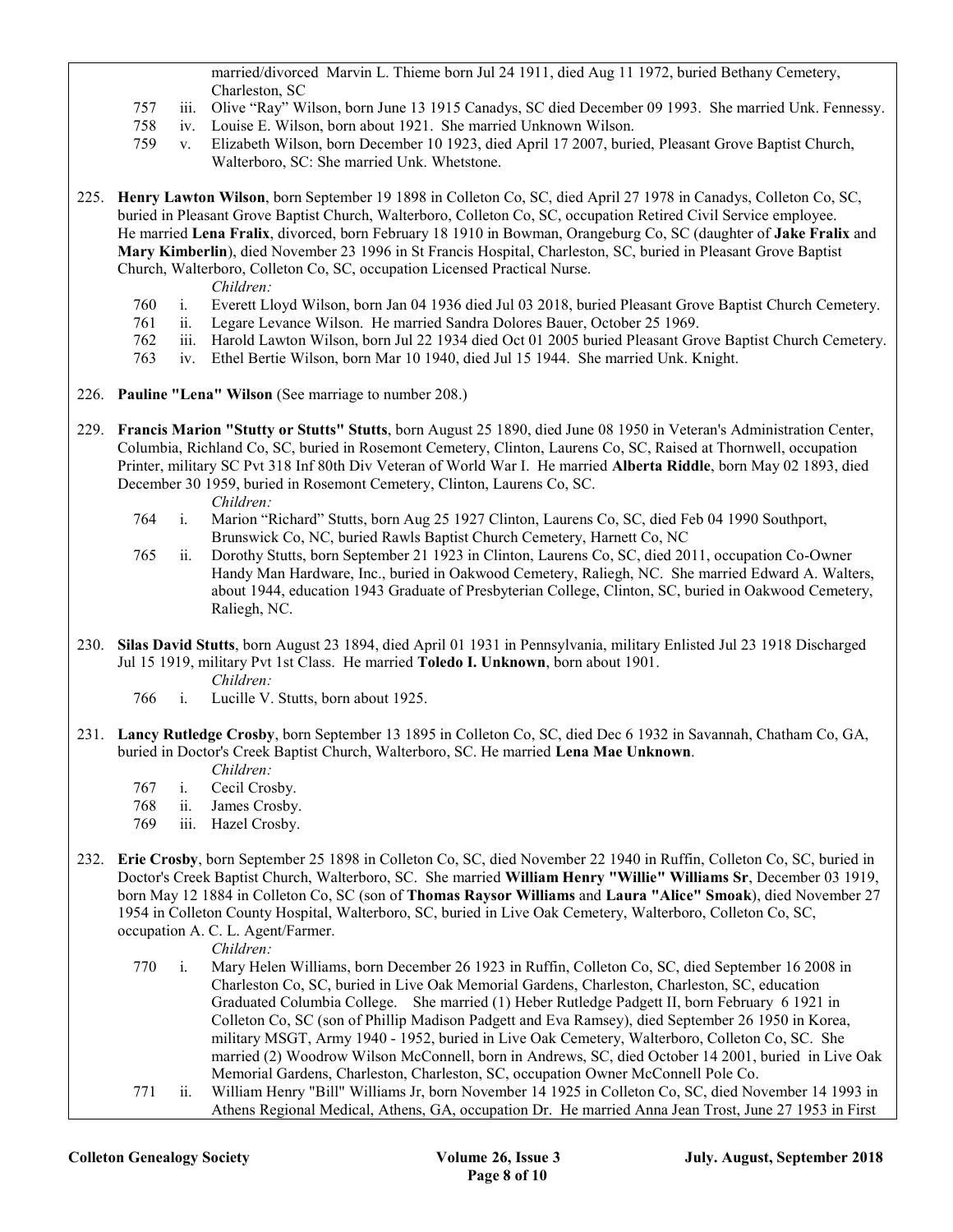married/divorced Marvin L. Thieme born Jul 24 1911, died Aug 11 1972, buried Bethany Cemetery, Charleston, SC

757 iii. Olive "Ray" Wilson, born June 13 1915 Canadys, SC died December 09 1993. She married Unk. Fennessy.

758 iv. Louise E. Wilson, born about 1921. She married Unknown Wilson.

759 v. Elizabeth Wilson, born December 10 1923, died April 17 2007, buried, Pleasant Grove Baptist Church, Walterboro, SC: She married Unk. Whetstone.

225. **Henry Lawton Wilson**, born September 19 1898 in Colleton Co, SC, died April 27 1978 in Canadys, Colleton Co, SC, buried in Pleasant Grove Baptist Church, Walterboro, Colleton Co, SC, occupation Retired Civil Service employee. He married **Lena Fralix**, divorced, born February 18 1910 in Bowman, Orangeburg Co, SC (daughter of **Jake Fralix** and **Mary Kimberlin**), died November 23 1996 in St Francis Hospital, Charleston, SC, buried in Pleasant Grove Baptist Church, Walterboro, Colleton Co, SC, occupation Licensed Practical Nurse.

*Children:*

760 i. Everett Lloyd Wilson, born Jan 04 1936 died Jul 03 2018, buried Pleasant Grove Baptist Church Cemetery.

761 ii. Legare Levance Wilson. He married Sandra Dolores Bauer, October 25 1969.

762 iii. Harold Lawton Wilson, born Jul 22 1934 died Oct 01 2005 buried Pleasant Grove Baptist Church Cemetery.

763 iv. Ethel Bertie Wilson, born Mar 10 1940, died Jul 15 1944. She married Unk. Knight.

226. **Pauline "Lena" Wilson** (See marriage to number 208.)

229. **Francis Marion "Stutty or Stutts" Stutts**, born August 25 1890, died June 08 1950 in Veteran's Administration Center, Columbia, Richland Co, SC, buried in Rosemont Cemetery, Clinton, Laurens Co, SC, Raised at Thornwell, occupation Printer, military SC Pvt 318 Inf 80th Div Veteran of World War I. He married **Alberta Riddle**, born May 02 1893, died December 30 1959, buried in Rosemont Cemetery, Clinton, Laurens Co, SC.

*Children:*

764 i. Marion "Richard" Stutts, born Aug 25 1927 Clinton, Laurens Co, SC, died Feb 04 1990 Southport, Brunswick Co, NC, buried Rawls Baptist Church Cemetery, Harnett Co, NC

765 ii. Dorothy Stutts, born September 21 1923 in Clinton, Laurens Co, SC, died 2011, occupation Co-Owner Handy Man Hardware, Inc., buried in Oakwood Cemetery, Raliegh, NC. She married Edward A. Walters, about 1944, education 1943 Graduate of Presbyterian College, Clinton, SC, buried in Oakwood Cemetery, Raliegh, NC.

230. **Silas David Stutts**, born August 23 1894, died April 01 1931 in Pennsylvania, military Enlisted Jul 23 1918 Discharged Jul 15 1919, military Pvt 1st Class. He married **Toledo I. Unknown**, born about 1901.

*Children:*

766 i. Lucille V. Stutts, born about 1925.

231. **Lancy Rutledge Crosby**, born September 13 1895 in Colleton Co, SC, died Dec 6 1932 in Savannah, Chatham Co, GA, buried in Doctor's Creek Baptist Church, Walterboro, SC. He married **Lena Mae Unknown**.

*Children:*

767 i. Cecil Crosby.

768 ii. James Crosby.

769 iii. Hazel Crosby.

232. **Erie Crosby**, born September 25 1898 in Colleton Co, SC, died November 22 1940 in Ruffin, Colleton Co, SC, buried in Doctor's Creek Baptist Church, Walterboro, SC. She married **William Henry "Willie" Williams Sr**, December 03 1919, born May 12 1884 in Colleton Co, SC (son of **Thomas Raysor Williams** and **Laura "Alice" Smoak**), died November 27 1954 in Colleton County Hospital, Walterboro, SC, buried in Live Oak Cemetery, Walterboro, Colleton Co, SC, occupation A. C. L. Agent/Farmer.

*Children:*

770 i. Mary Helen Williams, born December 26 1923 in Ruffin, Colleton Co, SC, died September 16 2008 in Charleston Co, SC, buried in Live Oak Memorial Gardens, Charleston, Charleston, SC, education Graduated Columbia College. She married (1) Heber Rutledge Padgett II, born February 6 1921 in Colleton Co, SC (son of Phillip Madison Padgett and Eva Ramsey), died September 26 1950 in Korea, military MSGT, Army 1940 - 1952, buried in Live Oak Cemetery, Walterboro, Colleton Co, SC. She married (2) Woodrow Wilson McConnell, born in Andrews, SC, died October 14 2001, buried in Live Oak Memorial Gardens, Charleston, Charleston, SC, occupation Owner McConnell Pole Co.

771 ii. William Henry "Bill" Williams Jr, born November 14 1925 in Colleton Co, SC, died November 14 1993 in Athens Regional Medical, Athens, GA, occupation Dr. He married Anna Jean Trost, June 27 1953 in First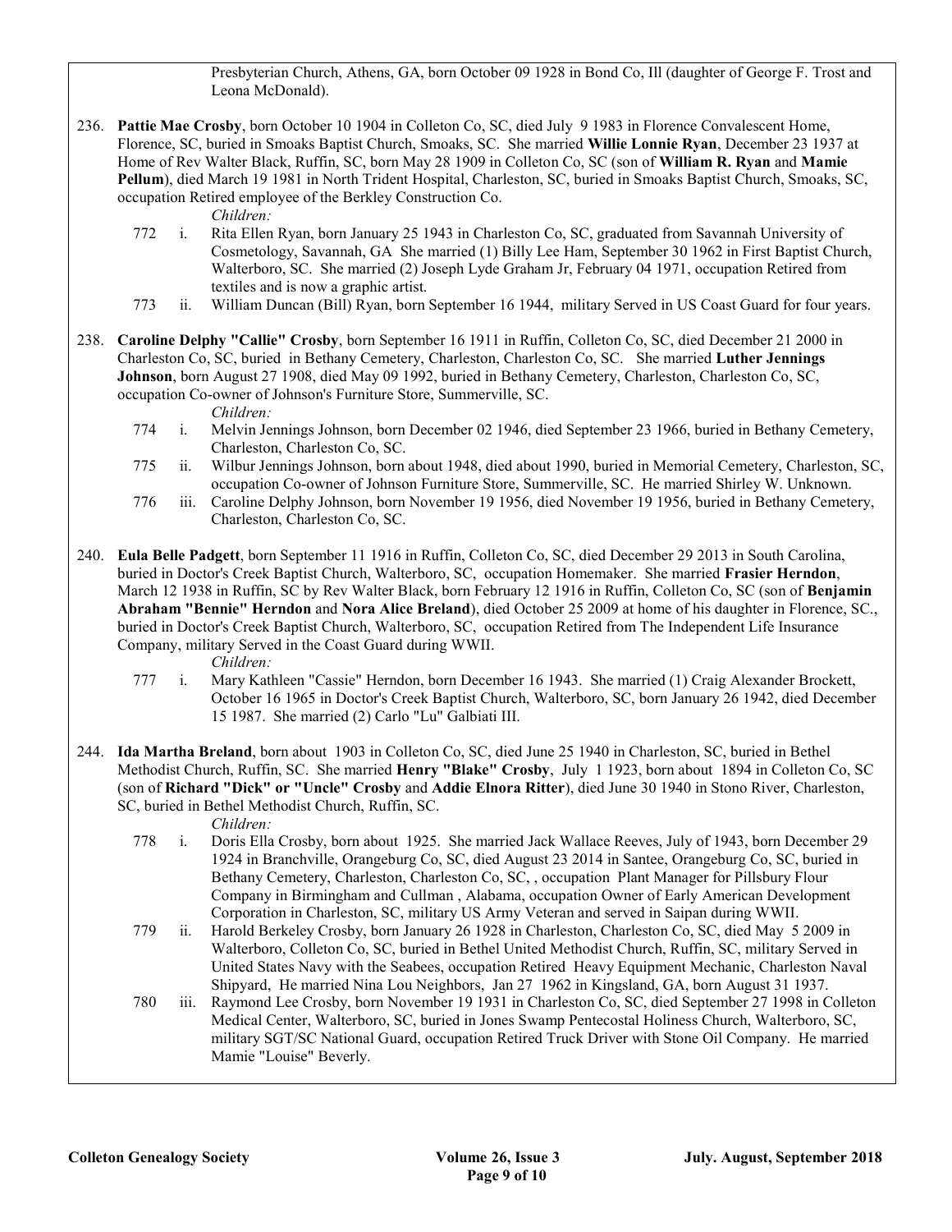Presbyterian Church, Athens, GA, born October 09 1928 in Bond Co, Ill (daughter of George F. Trost and Leona McDonald).

236. **Pattie Mae Crosby**, born October 10 1904 in Colleton Co, SC, died July 9 1983 in Florence Convalescent Home, Florence, SC, buried in Smoaks Baptist Church, Smoaks, SC. She married **Willie Lonnie Ryan**, December 23 1937 at Home of Rev Walter Black, Ruffin, SC, born May 28 1909 in Colleton Co, SC (son of **William R. Ryan** and **Mamie Pellum**), died March 19 1981 in North Trident Hospital, Charleston, SC, buried in Smoaks Baptist Church, Smoaks, SC, occupation Retired employee of the Berkley Construction Co.

   *Children:*

   - 772 i. Rita Ellen Ryan, born January 25 1943 in Charleston Co, SC, graduated from Savannah University of Cosmetology, Savannah, GA She married (1) Billy Lee Ham, September 30 1962 in First Baptist Church, Walterboro, SC. She married (2) Joseph Lyde Graham Jr, February 04 1971, occupation Retired from textiles and is now a graphic artist.
   - 773 ii. William Duncan (Bill) Ryan, born September 16 1944, military Served in US Coast Guard for four years.

238. **Caroline Delphy "Callie" Crosby**, born September 16 1911 in Ruffin, Colleton Co, SC, died December 21 2000 in Charleston Co, SC, buried in Bethany Cemetery, Charleston, Charleston Co, SC. She married **Luther Jennings Johnson**, born August 27 1908, died May 09 1992, buried in Bethany Cemetery, Charleston, Charleston Co, SC, occupation Co-owner of Johnson's Furniture Store, Summerville, SC.

   *Children:*

   - 774 i. Melvin Jennings Johnson, born December 02 1946, died September 23 1966, buried in Bethany Cemetery, Charleston, Charleston Co, SC.
   - 775 ii. Wilbur Jennings Johnson, born about 1948, died about 1990, buried in Memorial Cemetery, Charleston, SC, occupation Co-owner of Johnson Furniture Store, Summerville, SC. He married Shirley W. Unknown.
   - 776 iii. Caroline Delphy Johnson, born November 19 1956, died November 19 1956, buried in Bethany Cemetery, Charleston, Charleston Co, SC.

240. **Eula Belle Padgett**, born September 11 1916 in Ruffin, Colleton Co, SC, died December 29 2013 in South Carolina, buried in Doctor's Creek Baptist Church, Walterboro, SC, occupation Homemaker. She married **Frasier Herndon**, March 12 1938 in Ruffin, SC by Rev Walter Black, born February 12 1916 in Ruffin, Colleton Co, SC (son of **Benjamin Abraham "Bennie" Herndon** and **Nora Alice Breland**), died October 25 2009 at home of his daughter in Florence, SC., buried in Doctor's Creek Baptist Church, Walterboro, SC, occupation Retired from The Independent Life Insurance Company, military Served in the Coast Guard during WWII.

   *Children:*

   - 777 i. Mary Kathleen "Cassie" Herndon, born December 16 1943. She married (1) Craig Alexander Brockett, October 16 1965 in Doctor's Creek Baptist Church, Walterboro, SC, born January 26 1942, died December 15 1987. She married (2) Carlo "Lu" Galbiati III.

244. **Ida Martha Breland**, born about 1903 in Colleton Co, SC, died June 25 1940 in Charleston, SC, buried in Bethel Methodist Church, Ruffin, SC. She married **Henry "Blake" Crosby**, July 1 1923, born about 1894 in Colleton Co, SC (son of **Richard "Dick" or "Uncle" Crosby** and **Addie Elnora Ritter**), died June 30 1940 in Stono River, Charleston, SC, buried in Bethel Methodist Church, Ruffin, SC.

   *Children:*

   - 778 i. Doris Ella Crosby, born about 1925. She married Jack Wallace Reeves, July of 1943, born December 29 1924 in Branchville, Orangeburg Co, SC, died August 23 2014 in Santee, Orangeburg Co, SC, buried in Bethany Cemetery, Charleston, Charleston Co, SC, , occupation Plant Manager for Pillsbury Flour Company in Birmingham and Cullman , Alabama, occupation Owner of Early American Development Corporation in Charleston, SC, military US Army Veteran and served in Saipan during WWII.
   - 779 ii. Harold Berkeley Crosby, born January 26 1928 in Charleston, Charleston Co, SC, died May 5 2009 in Walterboro, Colleton Co, SC, buried in Bethel United Methodist Church, Ruffin, SC, military Served in United States Navy with the Seabees, occupation Retired Heavy Equipment Mechanic, Charleston Naval Shipyard, He married Nina Lou Neighbors, Jan 27 1962 in Kingsland, GA, born August 31 1937.
   - 780 iii. Raymond Lee Crosby, born November 19 1931 in Charleston Co, SC, died September 27 1998 in Colleton Medical Center, Walterboro, SC, buried in Jones Swamp Pentecostal Holiness Church, Walterboro, SC, military SGT/SC National Guard, occupation Retired Truck Driver with Stone Oil Company. He married Mamie "Louise" Beverly.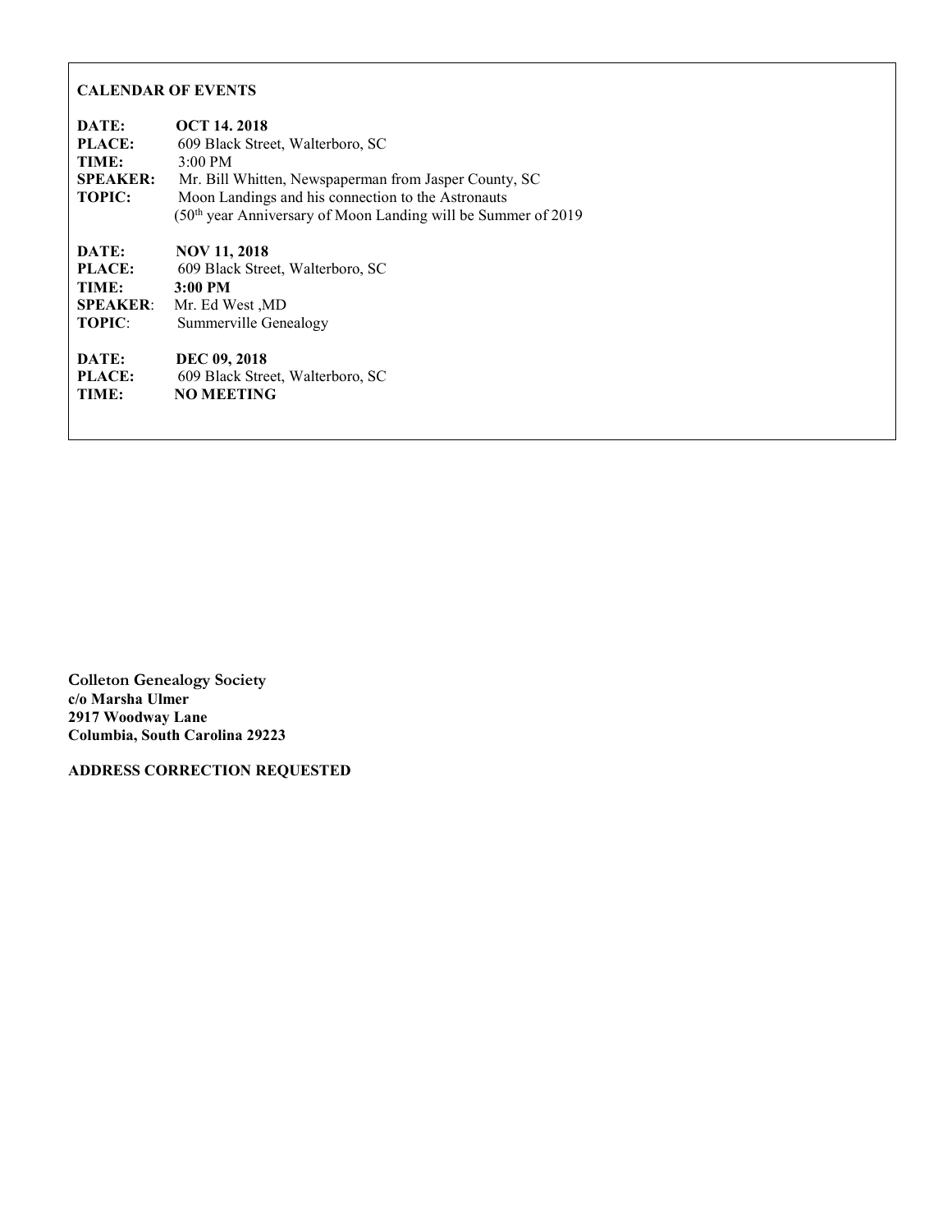**CALENDAR OF EVENTS**

**DATE:** **OCT 14. 2018**
**PLACE:** 609 Black Street, Walterboro, SC
**TIME:** 3:00 PM
**SPEAKER:** Mr. Bill Whitten, Newspaperman from Jasper County, SC
**TOPIC:** Moon Landings and his connection to the Astronauts
(50th year Anniversary of Moon Landing will be Summer of 2019

**DATE:** **NOV 11, 2018**
**PLACE:** 609 Black Street, Walterboro, SC
**TIME:** **3:00 PM**
**SPEAKER**: Mr. Ed West ,MD
**TOPIC**: Summerville Genealogy

**DATE:** **DEC 09, 2018**
**PLACE:** 609 Black Street, Walterboro, SC
**TIME:** **NO MEETING**

**Colleton Genealogy Society**
**c/o Marsha Ulmer**
**2917 Woodway Lane**
**Columbia, South Carolina 29223**

**ADDRESS CORRECTION REQUESTED**